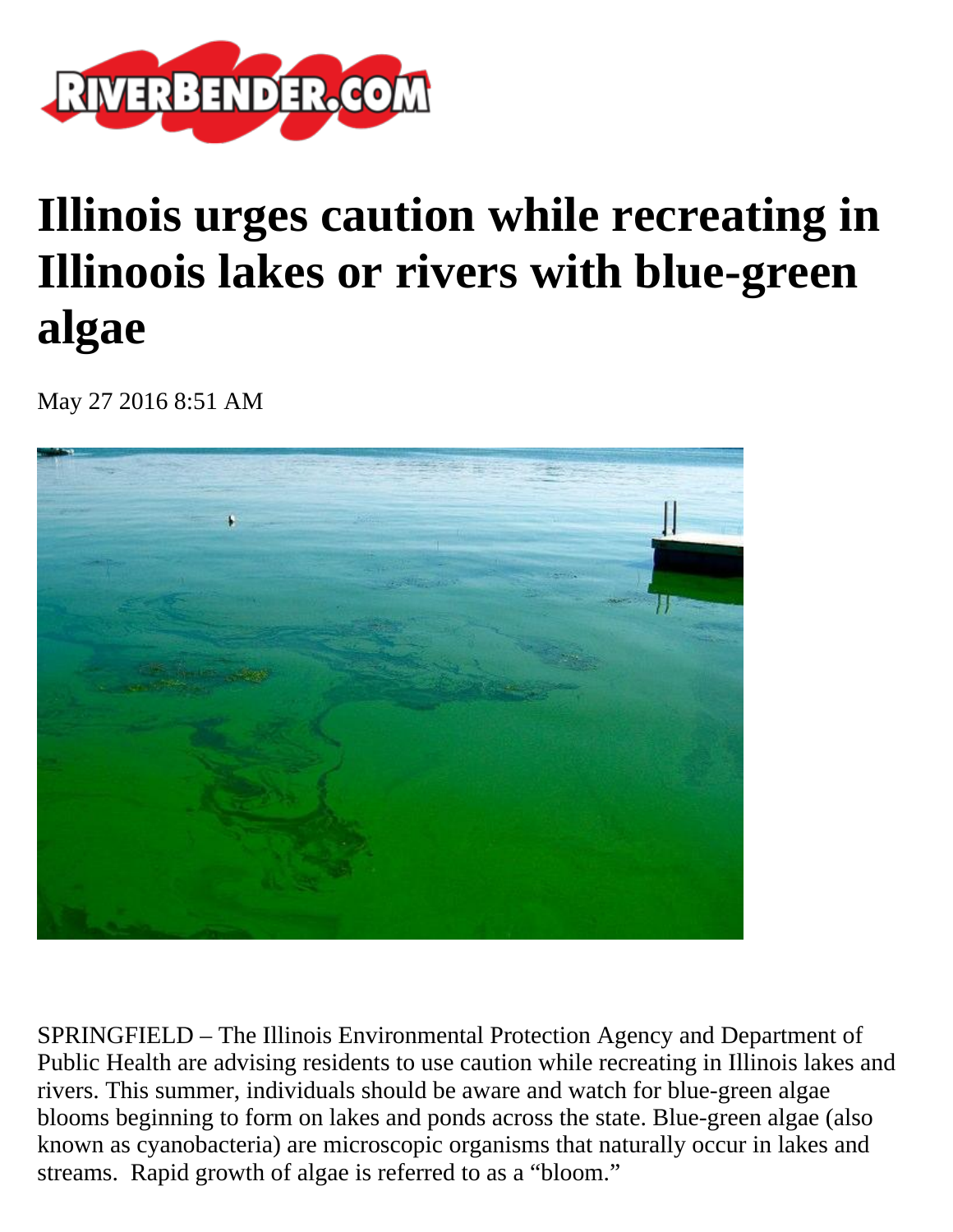# Illinois urges caution while recreating in Illinoois lakes or rivers with blue-green algae

May 27 2016 8:51 AM

SPRINGFIELD – The Illinois Environmental Protection Agency and Department of Public Health are advising residents to use caution while recreating in Illinois lakes and rivers. This summer, individuals should be aware and watch for blue-green algae blooms beginning to form on lakes and ponds across the state. Blue-green algae (also known as cyanobacteria) are microscopic organisms that naturally occur in lakes and streams. Rapid growth of algae is referred to as a "bloom."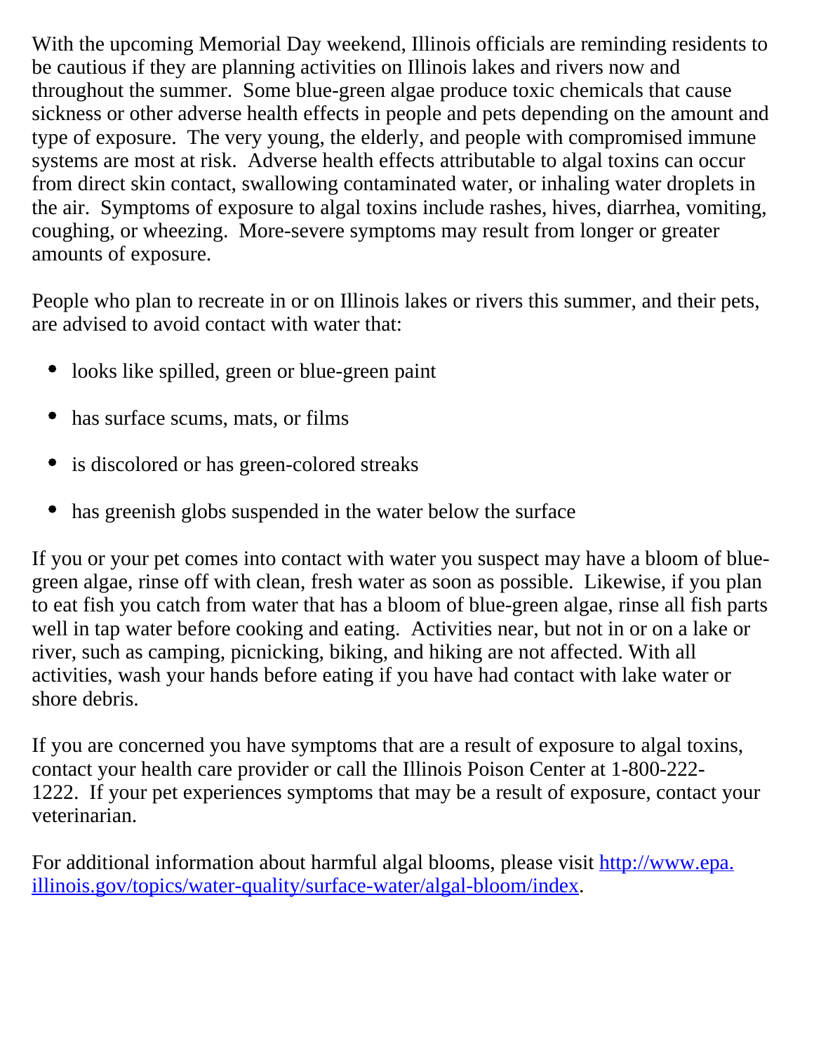With the upcoming Memorial Day weekend, Illinois officials are reminding residents to be cautious if they are planning activities on Illinois lakes and rivers now and throughout the summer. Some blue-green algae produce toxic chemicals that cause sickness or other adverse health effects in people and pets depending on the amount and type of exposure. The very young, the elderly, and people with compromised immune systems are most at risk. Adverse health effects attributable to algal toxins can occur from direct skin contact, swallowing contaminated water, or inhaling water droplets in the air. Symptoms of exposure to algal toxins include rashes, hives, diarrhea, vomiting, coughing, or wheezing. More-severe symptoms may result from longer or greater amounts of exposure.

People who plan to recreate in or on Illinois lakes or rivers this summer, and their pets, are advised to avoid contact with water that:

- looks like spilled, green or blue-green paint
- has surface scums, mats, or films
- is discolored or has green-colored streaks
- has greenish globs suspended in the water below the surface

If you or your pet comes into contact with water you suspect may have a bloom of blue-green algae, rinse off with clean, fresh water as soon as possible. Likewise, if you plan to eat fish you catch from water that has a bloom of blue-green algae, rinse all fish parts well in tap water before cooking and eating. Activities near, but not in or on a lake or river, such as camping, picnicking, biking, and hiking are not affected. With all activities, wash your hands before eating if you have had contact with lake water or shore debris.

If you are concerned you have symptoms that are a result of exposure to algal toxins, contact your health care provider or call the Illinois Poison Center at 1-800-222-1222. If your pet experiences symptoms that may be a result of exposure, contact your veterinarian.

For additional information about harmful algal blooms, please visit [http://www.epa.illinois.gov/topics/water-quality/surface-water/algal-bloom/index](http://www.epa.illinois.gov/topics/water-quality/surface-water/algal-bloom/index).